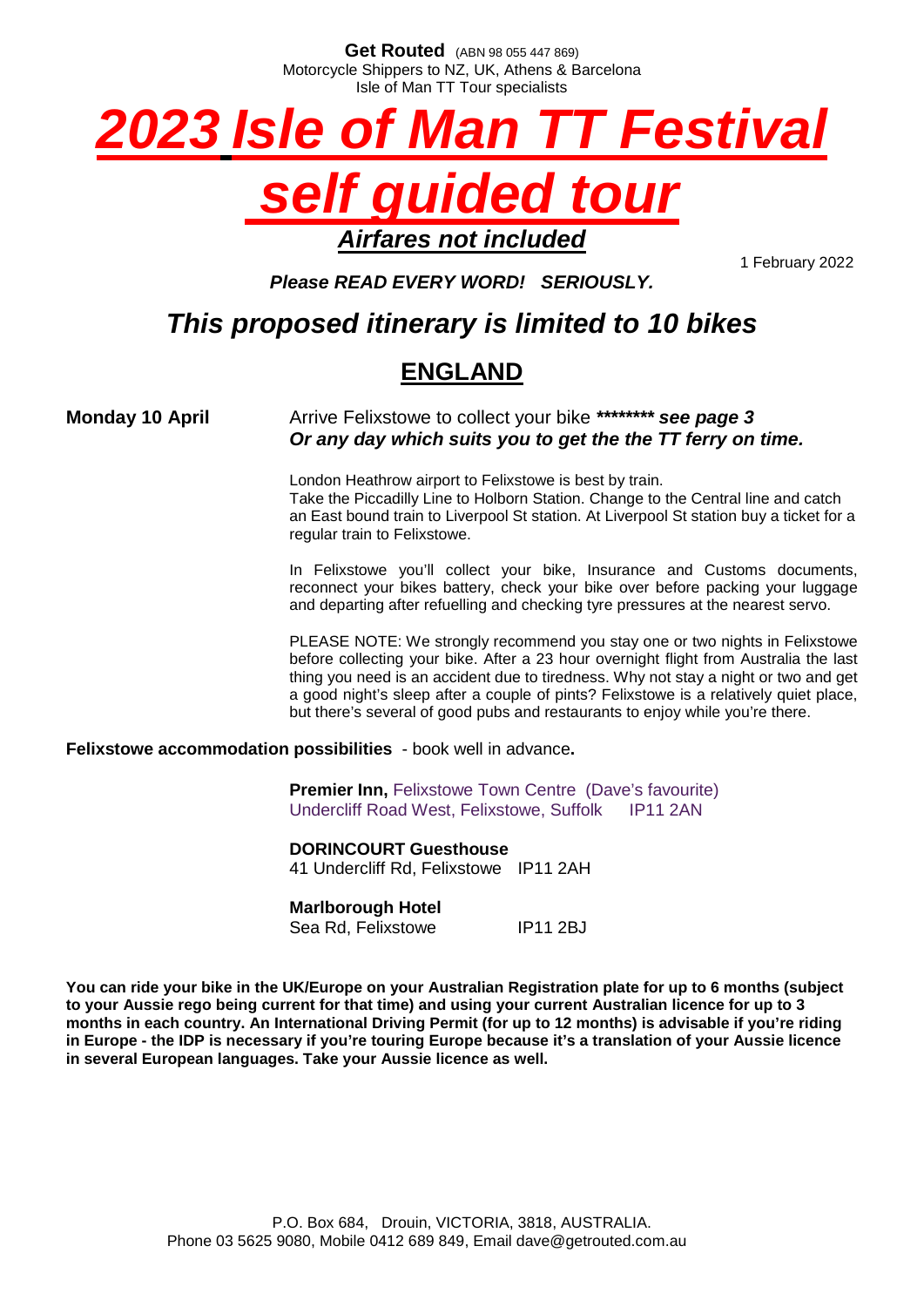**Get Routed** (ABN 98 055 447 869)
Motorcycle Shippers to NZ, UK, Athens & Barcelona
Isle of Man TT Tour specialists

# *2023 Isle of Man TT Festival self guided tour*

***Airfares not included***

1 February 2022

***Please READ EVERY WORD! SERIOUSLY.***

## *This proposed itinerary is limited to 10 bikes*

## ENGLAND

**Monday 10 April**

Arrive Felixstowe to collect your bike ***\*\*\*\*\*\*\*\* see page 3***
***Or any day which suits you to get the the TT ferry on time.***

London Heathrow airport to Felixstowe is best by train.
Take the Piccadilly Line to Holborn Station. Change to the Central line and catch an East bound train to Liverpool St station. At Liverpool St station buy a ticket for a regular train to Felixstowe.

In Felixstowe you'll collect your bike, Insurance and Customs documents, reconnect your bikes battery, check your bike over before packing your luggage and departing after refuelling and checking tyre pressures at the nearest servo.

PLEASE NOTE: We strongly recommend you stay one or two nights in Felixstowe before collecting your bike. After a 23 hour overnight flight from Australia the last thing you need is an accident due to tiredness. Why not stay a night or two and get a good night's sleep after a couple of pints? Felixstowe is a relatively quiet place, but there's several of good pubs and restaurants to enjoy while you're there.

**Felixstowe accommodation possibilities** - book well in advance**.**

**Premier Inn,** Felixstowe Town Centre (Dave's favourite)
Undercliff Road West, Felixstowe, Suffolk IP11 2AN

**DORINCOURT Guesthouse**
41 Undercliff Rd, Felixstowe IP11 2AH

**Marlborough Hotel**
Sea Rd, Felixstowe IP11 2BJ

**You can ride your bike in the UK/Europe on your Australian Registration plate for up to 6 months (subject to your Aussie rego being current for that time) and using your current Australian licence for up to 3 months in each country. An International Driving Permit (for up to 12 months) is advisable if you're riding in Europe - the IDP is necessary if you're touring Europe because it's a translation of your Aussie licence in several European languages. Take your Aussie licence as well.**

P.O. Box 684, Drouin, VICTORIA, 3818, AUSTRALIA.
Phone 03 5625 9080, Mobile 0412 689 849, Email dave@getrouted.com.au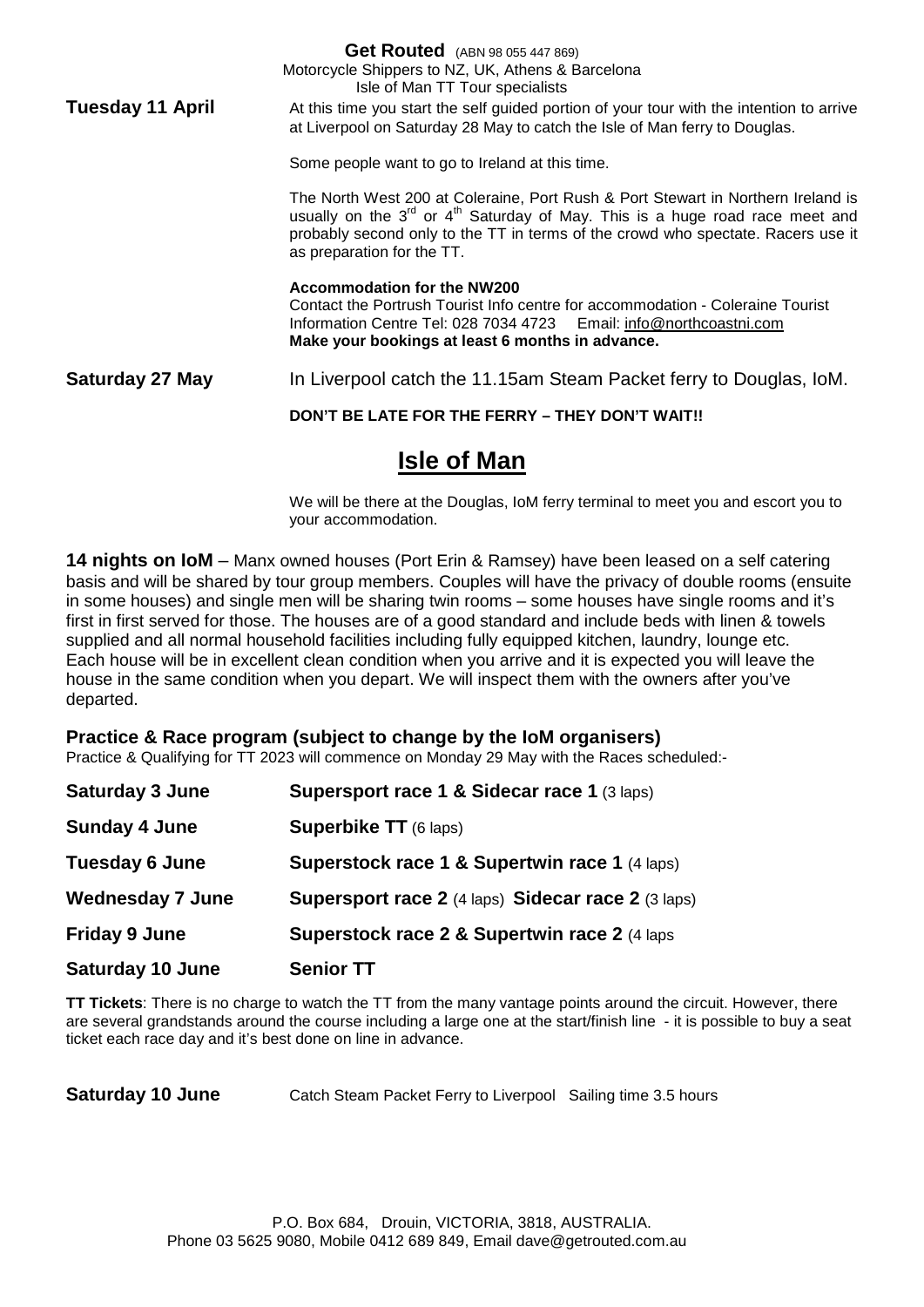**Tuesday 11 April**

At this time you start the self guided portion of your tour with the intention to arrive at Liverpool on Saturday 28 May to catch the Isle of Man ferry to Douglas.

Some people want to go to Ireland at this time.

The North West 200 at Coleraine, Port Rush & Port Stewart in Northern Ireland is usually on the 3rd or 4th Saturday of May. This is a huge road race meet and probably second only to the TT in terms of the crowd who spectate. Racers use it as preparation for the TT.

**Accommodation for the NW200**
Contact the Portrush Tourist Info centre for accommodation - Coleraine Tourist Information Centre Tel: 028 7034 4723 Email: info@northcoastni.com
**Make your bookings at least 6 months in advance.**

**Saturday 27 May**

In Liverpool catch the 11.15am Steam Packet ferry to Douglas, IoM.

**DON'T BE LATE FOR THE FERRY – THEY DON'T WAIT!!**

# Isle of Man

We will be there at the Douglas, IoM ferry terminal to meet you and escort you to your accommodation.

**14 nights on IoM** – Manx owned houses (Port Erin & Ramsey) have been leased on a self catering basis and will be shared by tour group members. Couples will have the privacy of double rooms (ensuite in some houses) and single men will be sharing twin rooms – some houses have single rooms and it's first in first served for those. The houses are of a good standard and include beds with linen & towels supplied and all normal household facilities including fully equipped kitchen, laundry, lounge etc. Each house will be in excellent clean condition when you arrive and it is expected you will leave the house in the same condition when you depart. We will inspect them with the owners after you've departed.

### Practice & Race program (subject to change by the IoM organisers)

Practice & Qualifying for TT 2023 will commence on Monday 29 May with the Races scheduled:-

| | |
|---|---|
| **Saturday 3 June** | **Supersport race 1 & Sidecar race 1** (3 laps) |
| **Sunday 4 June** | **Superbike TT** (6 laps) |
| **Tuesday 6 June** | **Superstock race 1 & Supertwin race 1** (4 laps) |
| **Wednesday 7 June** | **Supersport race 2** (4 laps) **Sidecar race 2** (3 laps) |
| **Friday 9 June** | **Superstock race 2 & Supertwin race 2** (4 laps |
| **Saturday 10 June** | **Senior TT** |

**TT Tickets**: There is no charge to watch the TT from the many vantage points around the circuit. However, there are several grandstands around the course including a large one at the start/finish line - it is possible to buy a seat ticket each race day and it's best done on line in advance.

**Saturday 10 June** Catch Steam Packet Ferry to Liverpool Sailing time 3.5 hours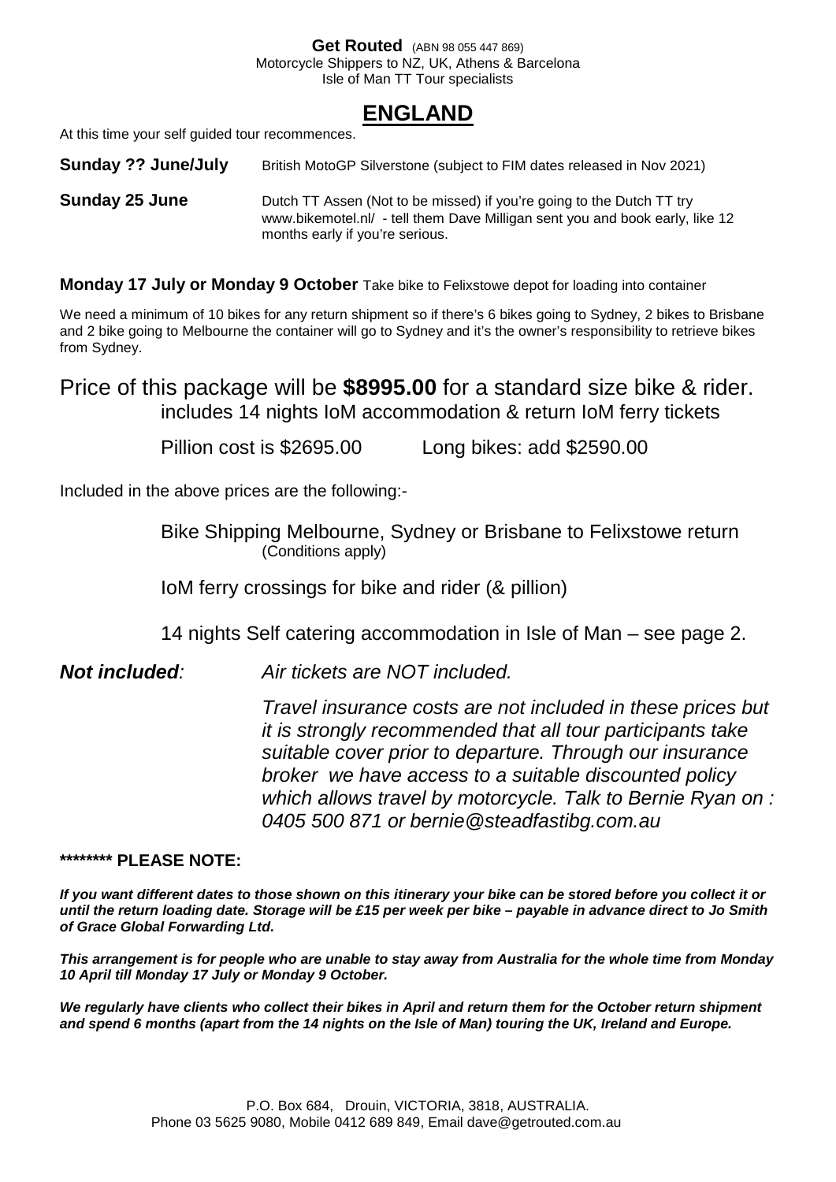**Get Routed** (ABN 98 055 447 869)
Motorcycle Shippers to NZ, UK, Athens & Barcelona
Isle of Man TT Tour specialists

# ENGLAND

At this time your self guided tour recommences.

**Sunday ?? June/July** British MotoGP Silverstone (subject to FIM dates released in Nov 2021)

**Sunday 25 June** Dutch TT Assen (Not to be missed) if you're going to the Dutch TT try www.bikemotel.nl/ - tell them Dave Milligan sent you and book early, like 12 months early if you're serious.

**Monday 17 July or Monday 9 October** Take bike to Felixstowe depot for loading into container

We need a minimum of 10 bikes for any return shipment so if there's 6 bikes going to Sydney, 2 bikes to Brisbane and 2 bike going to Melbourne the container will go to Sydney and it's the owner's responsibility to retrieve bikes from Sydney.

## Price of this package will be **$8995.00** for a standard size bike & rider.

includes 14 nights IoM accommodation & return IoM ferry tickets

Pillion cost is $2695.00 Long bikes: add $2590.00

Included in the above prices are the following:-

Bike Shipping Melbourne, Sydney or Brisbane to Felixstowe return
(Conditions apply)

IoM ferry crossings for bike and rider (& pillion)

14 nights Self catering accommodation in Isle of Man – see page 2.

***Not included***: *Air tickets are NOT included.*

*Travel insurance costs are not included in these prices but it is strongly recommended that all tour participants take suitable cover prior to departure. Through our insurance broker we have access to a suitable discounted policy which allows travel by motorcycle. Talk to Bernie Ryan on : 0405 500 871 or bernie@steadfastibg.com.au*

**\*\*\*\*\*\*\*\* PLEASE NOTE:**

***If you want different dates to those shown on this itinerary your bike can be stored before you collect it or until the return loading date. Storage will be £15 per week per bike – payable in advance direct to Jo Smith of Grace Global Forwarding Ltd.***

***This arrangement is for people who are unable to stay away from Australia for the whole time from Monday 10 April till Monday 17 July or Monday 9 October.***

***We regularly have clients who collect their bikes in April and return them for the October return shipment and spend 6 months (apart from the 14 nights on the Isle of Man) touring the UK, Ireland and Europe.***

P.O. Box 684, Drouin, VICTORIA, 3818, AUSTRALIA.
Phone 03 5625 9080, Mobile 0412 689 849, Email dave@getrouted.com.au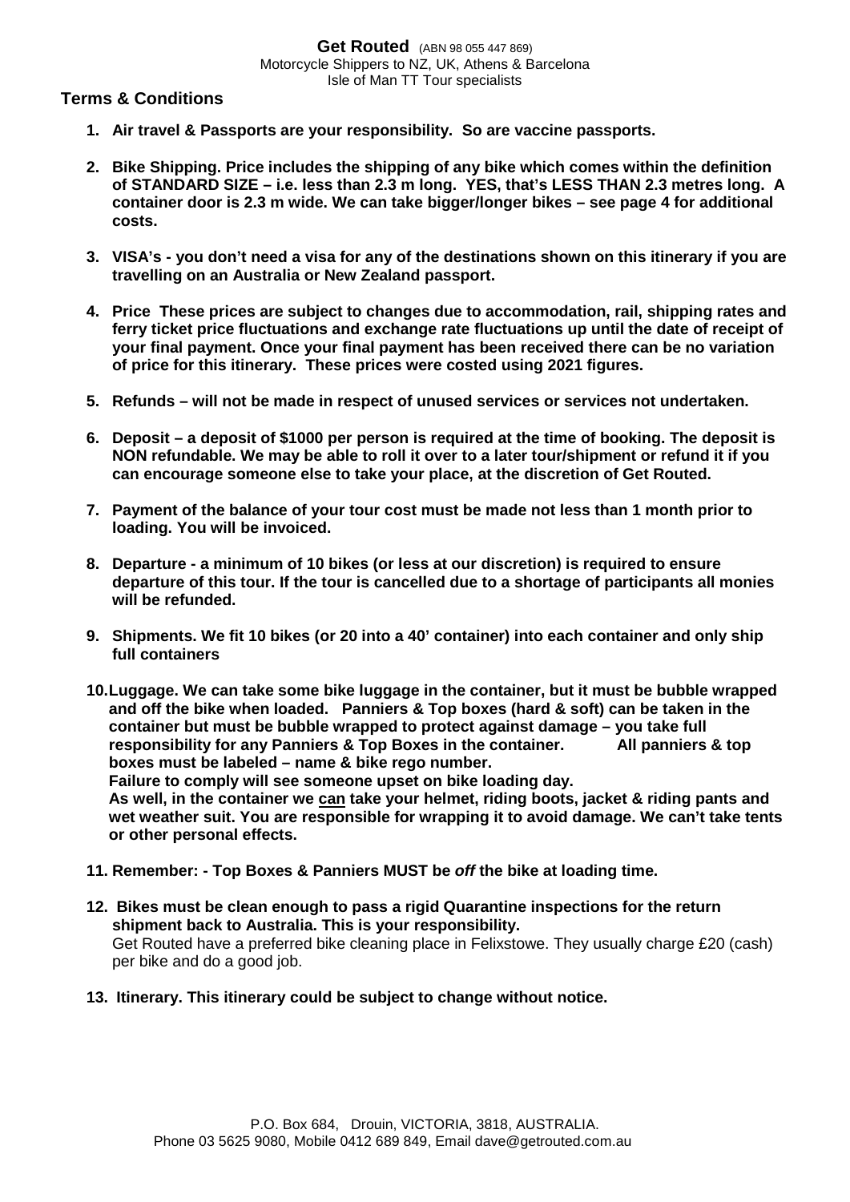**Get Routed** (ABN 98 055 447 869)
Motorcycle Shippers to NZ, UK, Athens & Barcelona
Isle of Man TT Tour specialists

## Terms & Conditions

1. **Air travel & Passports are your responsibility. So are vaccine passports.**

2. **Bike Shipping. Price includes the shipping of any bike which comes within the definition of STANDARD SIZE – i.e. less than 2.3 m long. YES, that's LESS THAN 2.3 metres long. A container door is 2.3 m wide. We can take bigger/longer bikes – see page 4 for additional costs.**

3. **VISA's - you don't need a visa for any of the destinations shown on this itinerary if you are travelling on an Australia or New Zealand passport.**

4. **Price These prices are subject to changes due to accommodation, rail, shipping rates and ferry ticket price fluctuations and exchange rate fluctuations up until the date of receipt of your final payment. Once your final payment has been received there can be no variation of price for this itinerary. These prices were costed using 2021 figures.**

5. **Refunds – will not be made in respect of unused services or services not undertaken.**

6. **Deposit – a deposit of $1000 per person is required at the time of booking. The deposit is NON refundable. We may be able to roll it over to a later tour/shipment or refund it if you can encourage someone else to take your place, at the discretion of Get Routed.**

7. **Payment of the balance of your tour cost must be made not less than 1 month prior to loading. You will be invoiced.**

8. **Departure - a minimum of 10 bikes (or less at our discretion) is required to ensure departure of this tour. If the tour is cancelled due to a shortage of participants all monies will be refunded.**

9. **Shipments. We fit 10 bikes (or 20 into a 40' container) into each container and only ship full containers**

10. **Luggage. We can take some bike luggage in the container, but it must be bubble wrapped and off the bike when loaded. Panniers & Top boxes (hard & soft) can be taken in the container but must be bubble wrapped to protect against damage – you take full responsibility for any Panniers & Top Boxes in the container. All panniers & top boxes must be labeled – name & bike rego number.**
    **Failure to comply will see someone upset on bike loading day.**
    **As well, in the container we <u>can</u> take your helmet, riding boots, jacket & riding pants and wet weather suit. You are responsible for wrapping it to avoid damage. We can't take tents or other personal effects.**

11. **Remember: - Top Boxes & Panniers MUST be *off* the bike at loading time.**

12. **Bikes must be clean enough to pass a rigid Quarantine inspections for the return shipment back to Australia. This is your responsibility.**
    Get Routed have a preferred bike cleaning place in Felixstowe. They usually charge £20 (cash) per bike and do a good job.

13. **Itinerary. This itinerary could be subject to change without notice.**

P.O. Box 684, Drouin, VICTORIA, 3818, AUSTRALIA.
Phone 03 5625 9080, Mobile 0412 689 849, Email dave@getrouted.com.au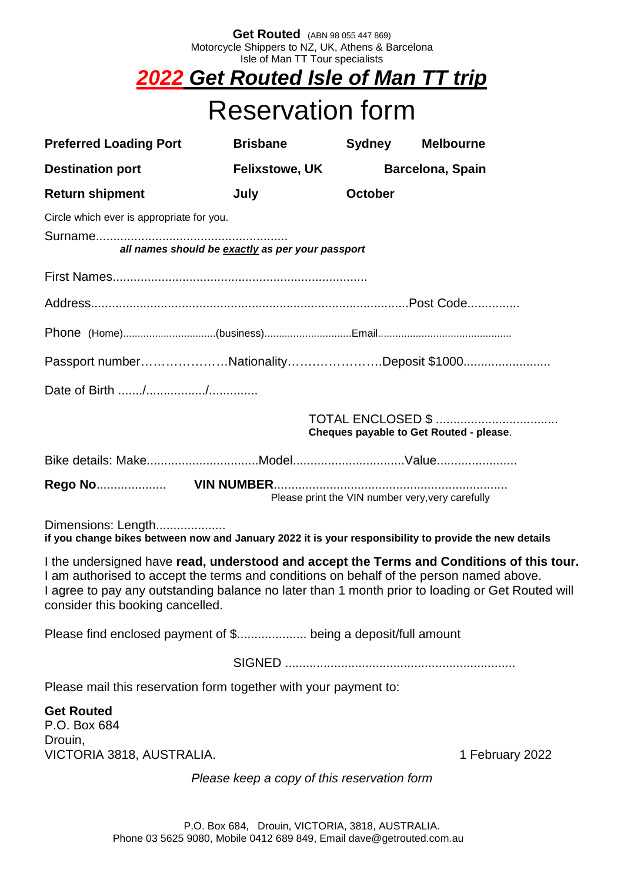**Get Routed** (ABN 98 055 447 869)
Motorcycle Shippers to NZ, UK, Athens & Barcelona
Isle of Man TT Tour specialists

# ***2022 Get Routed Isle of Man TT trip***

# Reservation form

| | | | |
|---|---|---|---|
| **Preferred Loading Port** | **Brisbane** | **Sydney** | **Melbourne** |
| **Destination port** | **Felixstowe, UK** | **Barcelona, Spain** | |
| **Return shipment** | **July** | **October** | |

Circle which ever is appropriate for you.

Surname......................................................
***all names should be exactly as per your passport***

First Names........................................................................

Address..........................................................................................Post Code..............

Phone (Home)...............................(business).............................Email.............................................

Passport number…………………Nationality…………………..Deposit $1000........................

Date of Birth ......./................/.............

TOTAL ENCLOSED $ ..................................
**Cheques payable to Get Routed - please**.

Bike details: Make...............................Model...............................Value......................

**Rego No**.................... **VIN NUMBER**..................................................................
Please print the VIN number very,very carefully

Dimensions: Length...................
**if you change bikes between now and January 2022 it is your responsibility to provide the new details**

I the undersigned have **read, understood and accept the Terms and Conditions of this tour.**
I am authorised to accept the terms and conditions on behalf of the person named above.
I agree to pay any outstanding balance no later than 1 month prior to loading or Get Routed will consider this booking cancelled.

Please find enclosed payment of $................... being a deposit/full amount

SIGNED .................................................................

Please mail this reservation form together with your payment to:

**Get Routed**
P.O. Box 684
Drouin,
VICTORIA 3818, AUSTRALIA.

1 February 2022

*Please keep a copy of this reservation form*

P.O. Box 684, Drouin, VICTORIA, 3818, AUSTRALIA.
Phone 03 5625 9080, Mobile 0412 689 849, Email dave@getrouted.com.au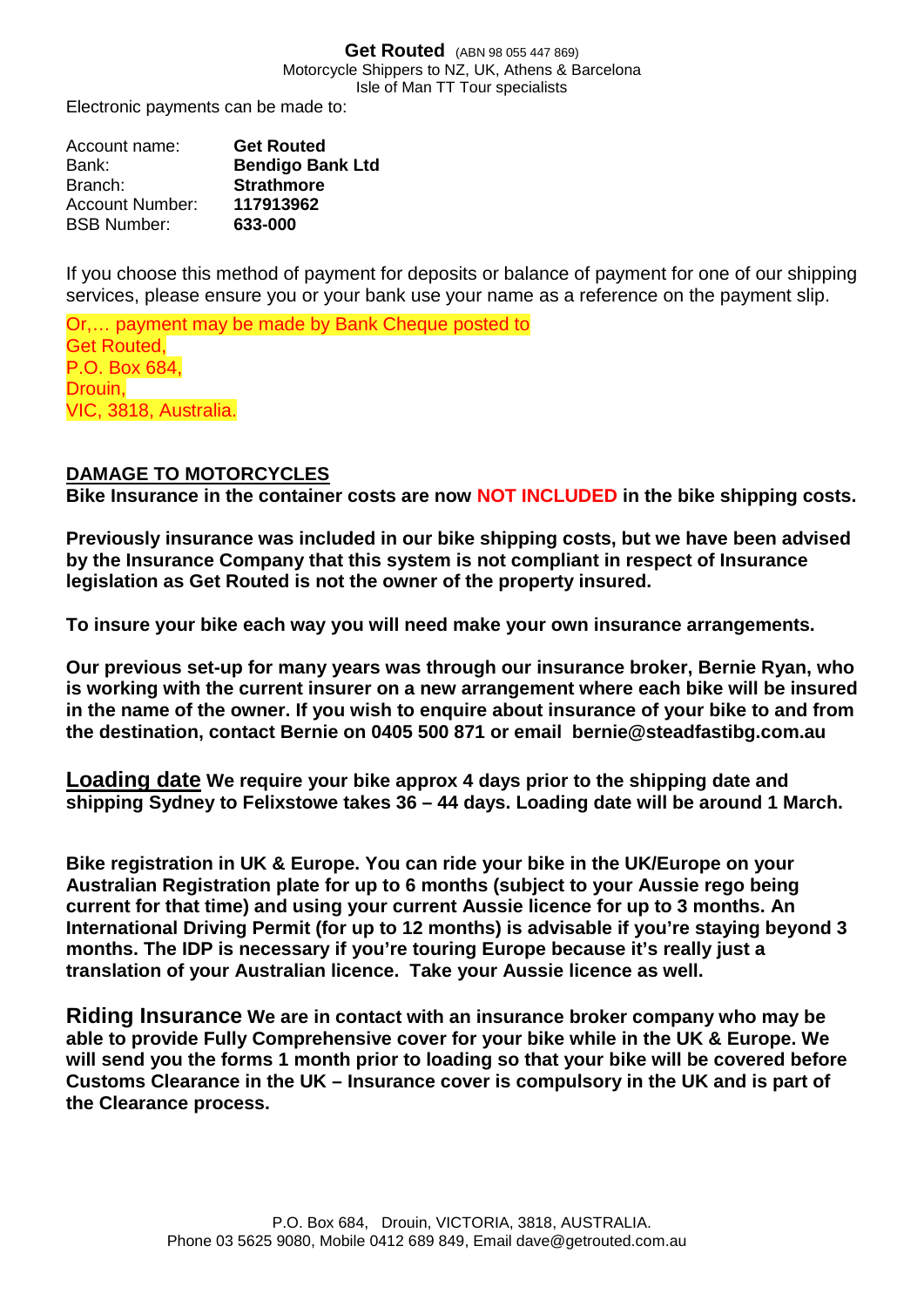**Get Routed** (ABN 98 055 447 869)
Motorcycle Shippers to NZ, UK, Athens & Barcelona
Isle of Man TT Tour specialists

Electronic payments can be made to:

| | |
|---|---|
| Account name: | **Get Routed** |
| Bank: | **Bendigo Bank Ltd** |
| Branch: | **Strathmore** |
| Account Number: | **117913962** |
| BSB Number: | **633-000** |

If you choose this method of payment for deposits or balance of payment for one of our shipping services, please ensure you or your bank use your name as a reference on the payment slip.

Or,… payment may be made by Bank Cheque posted to
Get Routed,
P.O. Box 684,
Drouin,
VIC, 3818, Australia.

## DAMAGE TO MOTORCYCLES

**Bike Insurance in the container costs are now NOT INCLUDED in the bike shipping costs.**

**Previously insurance was included in our bike shipping costs, but we have been advised by the Insurance Company that this system is not compliant in respect of Insurance legislation as Get Routed is not the owner of the property insured.**

**To insure your bike each way you will need make your own insurance arrangements.**

**Our previous set-up for many years was through our insurance broker, Bernie Ryan, who is working with the current insurer on a new arrangement where each bike will be insured in the name of the owner. If you wish to enquire about insurance of your bike to and from the destination, contact Bernie on 0405 500 871 or email bernie@steadfastibg.com.au**

**Loading date** **We require your bike approx 4 days prior to the shipping date and shipping Sydney to Felixstowe takes 36 – 44 days. Loading date will be around 1 March.**

**Bike registration in UK & Europe. You can ride your bike in the UK/Europe on your Australian Registration plate for up to 6 months (subject to your Aussie rego being current for that time) and using your current Aussie licence for up to 3 months. An International Driving Permit (for up to 12 months) is advisable if you're staying beyond 3 months. The IDP is necessary if you're touring Europe because it's really just a translation of your Australian licence. Take your Aussie licence as well.**

**Riding Insurance** **We are in contact with an insurance broker company who may be able to provide Fully Comprehensive cover for your bike while in the UK & Europe. We will send you the forms 1 month prior to loading so that your bike will be covered before Customs Clearance in the UK – Insurance cover is compulsory in the UK and is part of the Clearance process.**

P.O. Box 684, Drouin, VICTORIA, 3818, AUSTRALIA.
Phone 03 5625 9080, Mobile 0412 689 849, Email dave@getrouted.com.au